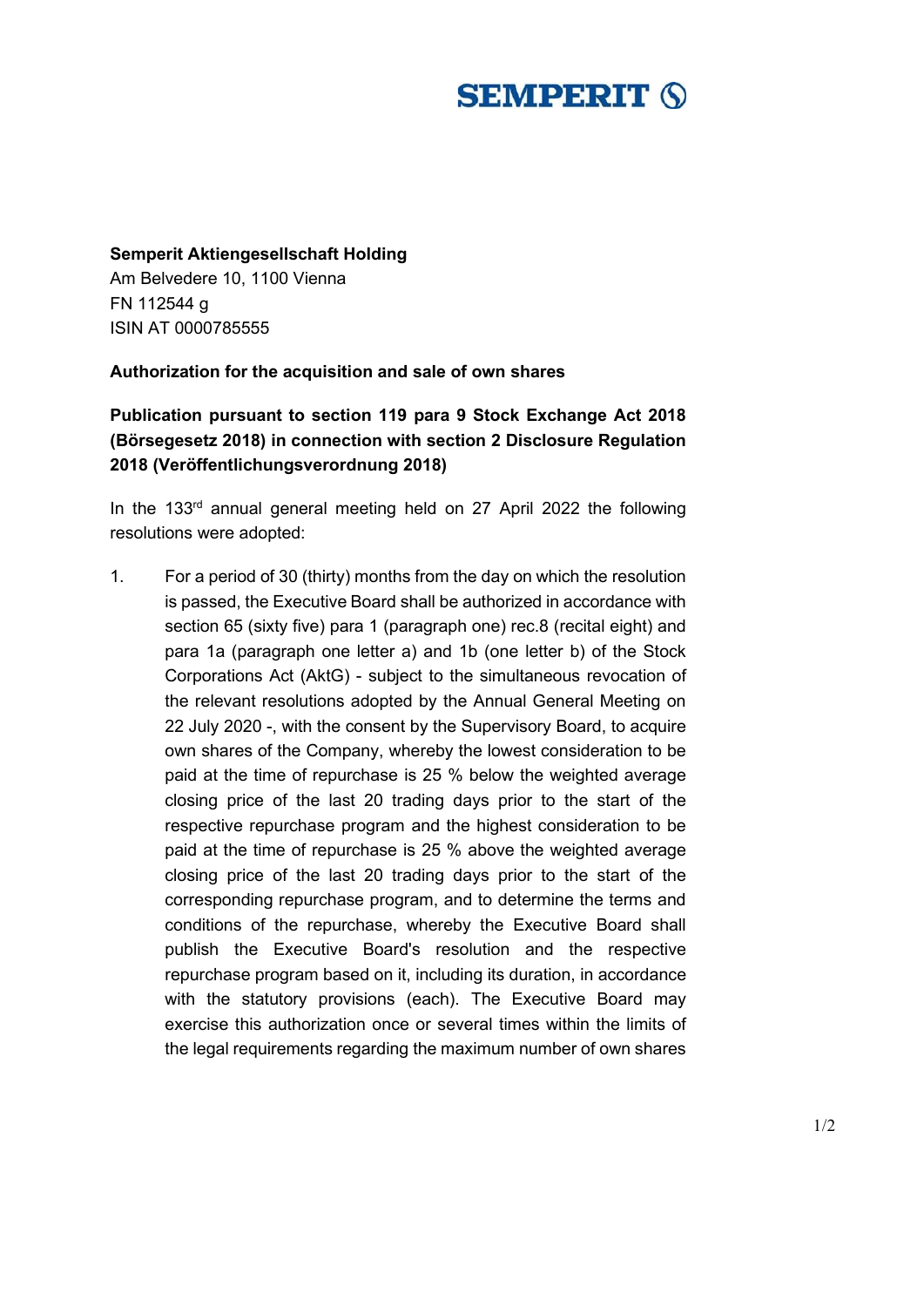**SEMPERIT**

**Semperit Aktiengesellschaft Holding**
Am Belvedere 10, 1100 Vienna
FN 112544 g
ISIN AT 0000785555

**Authorization for the acquisition and sale of own shares**

**Publication pursuant to section 119 para 9 Stock Exchange Act 2018 (Börsegesetz 2018) in connection with section 2 Disclosure Regulation 2018 (Veröffentlichungsverordnung 2018)**

In the 133rd annual general meeting held on 27 April 2022 the following resolutions were adopted:

1. For a period of 30 (thirty) months from the day on which the resolution is passed, the Executive Board shall be authorized in accordance with section 65 (sixty five) para 1 (paragraph one) rec.8 (recital eight) and para 1a (paragraph one letter a) and 1b (one letter b) of the Stock Corporations Act (AktG) - subject to the simultaneous revocation of the relevant resolutions adopted by the Annual General Meeting on 22 July 2020 -, with the consent by the Supervisory Board, to acquire own shares of the Company, whereby the lowest consideration to be paid at the time of repurchase is 25 % below the weighted average closing price of the last 20 trading days prior to the start of the respective repurchase program and the highest consideration to be paid at the time of repurchase is 25 % above the weighted average closing price of the last 20 trading days prior to the start of the corresponding repurchase program, and to determine the terms and conditions of the repurchase, whereby the Executive Board shall publish the Executive Board's resolution and the respective repurchase program based on it, including its duration, in accordance with the statutory provisions (each). The Executive Board may exercise this authorization once or several times within the limits of the legal requirements regarding the maximum number of own shares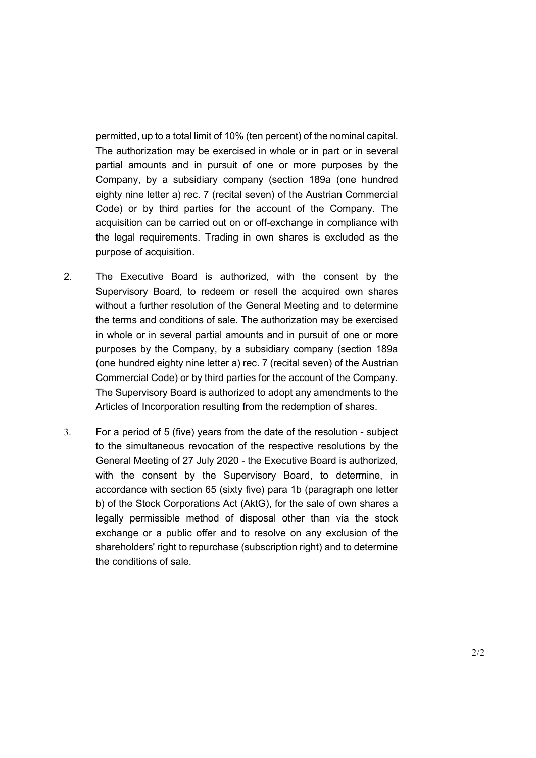permitted, up to a total limit of 10% (ten percent) of the nominal capital. The authorization may be exercised in whole or in part or in several partial amounts and in pursuit of one or more purposes by the Company, by a subsidiary company (section 189a (one hundred eighty nine letter a) rec. 7 (recital seven) of the Austrian Commercial Code) or by third parties for the account of the Company. The acquisition can be carried out on or off-exchange in compliance with the legal requirements. Trading in own shares is excluded as the purpose of acquisition.

2. The Executive Board is authorized, with the consent by the Supervisory Board, to redeem or resell the acquired own shares without a further resolution of the General Meeting and to determine the terms and conditions of sale. The authorization may be exercised in whole or in several partial amounts and in pursuit of one or more purposes by the Company, by a subsidiary company (section 189a (one hundred eighty nine letter a) rec. 7 (recital seven) of the Austrian Commercial Code) or by third parties for the account of the Company. The Supervisory Board is authorized to adopt any amendments to the Articles of Incorporation resulting from the redemption of shares.

3. For a period of 5 (five) years from the date of the resolution - subject to the simultaneous revocation of the respective resolutions by the General Meeting of 27 July 2020 - the Executive Board is authorized, with the consent by the Supervisory Board, to determine, in accordance with section 65 (sixty five) para 1b (paragraph one letter b) of the Stock Corporations Act (AktG), for the sale of own shares a legally permissible method of disposal other than via the stock exchange or a public offer and to resolve on any exclusion of the shareholders' right to repurchase (subscription right) and to determine the conditions of sale.